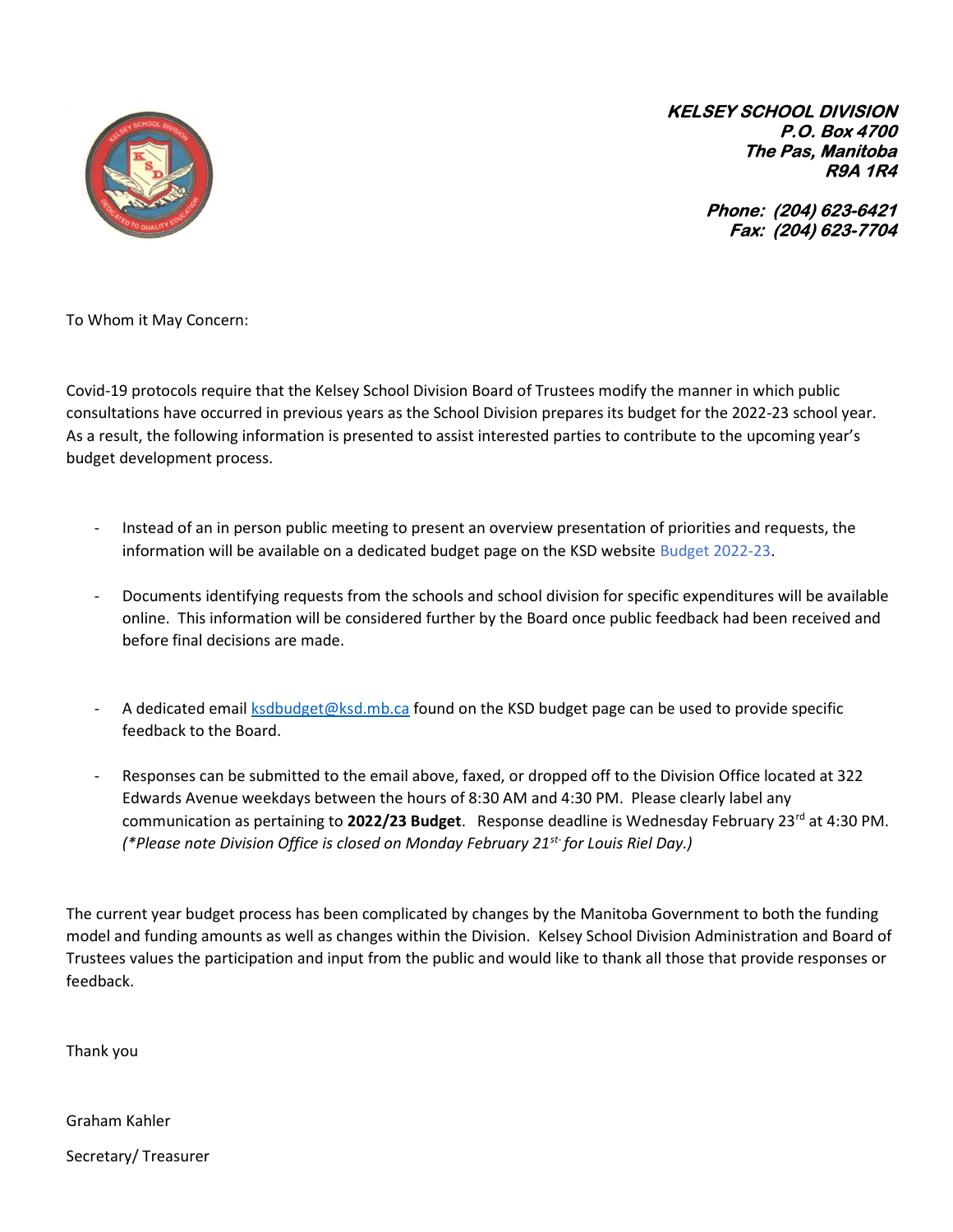***KELSEY SCHOOL DIVISION***
***P.O. Box 4700***
***The Pas, Manitoba***
***R9A 1R4***

***Phone: (204) 623-6421***
***Fax: (204) 623-7704***

To Whom it May Concern:

Covid-19 protocols require that the Kelsey School Division Board of Trustees modify the manner in which public consultations have occurred in previous years as the School Division prepares its budget for the 2022-23 school year. As a result, the following information is presented to assist interested parties to contribute to the upcoming year's budget development process.

- Instead of an in person public meeting to present an overview presentation of priorities and requests, the information will be available on a dedicated budget page on the KSD website Budget 2022-23.

- Documents identifying requests from the schools and school division for specific expenditures will be available online. This information will be considered further by the Board once public feedback had been received and before final decisions are made.

- A dedicated email ksdbudget@ksd.mb.ca found on the KSD budget page can be used to provide specific feedback to the Board.

- Responses can be submitted to the email above, faxed, or dropped off to the Division Office located at 322 Edwards Avenue weekdays between the hours of 8:30 AM and 4:30 PM. Please clearly label any communication as pertaining to **2022/23 Budget**. Response deadline is Wednesday February 23rd at 4:30 PM. *(\*Please note Division Office is closed on Monday February 21st for Louis Riel Day.)*

The current year budget process has been complicated by changes by the Manitoba Government to both the funding model and funding amounts as well as changes within the Division. Kelsey School Division Administration and Board of Trustees values the participation and input from the public and would like to thank all those that provide responses or feedback.

Thank you

Graham Kahler

Secretary/ Treasurer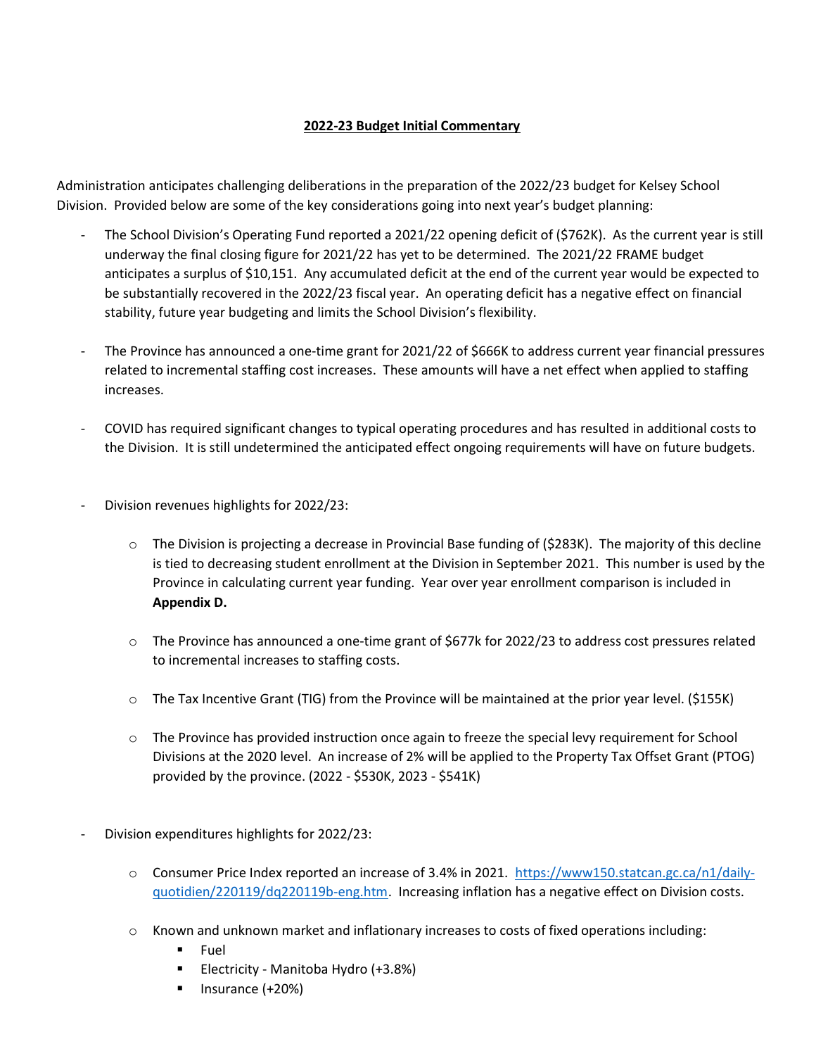**2022-23 Budget Initial Commentary**

Administration anticipates challenging deliberations in the preparation of the 2022/23 budget for Kelsey School Division. Provided below are some of the key considerations going into next year's budget planning:

- The School Division's Operating Fund reported a 2021/22 opening deficit of ($762K). As the current year is still underway the final closing figure for 2021/22 has yet to be determined. The 2021/22 FRAME budget anticipates a surplus of $10,151. Any accumulated deficit at the end of the current year would be expected to be substantially recovered in the 2022/23 fiscal year. An operating deficit has a negative effect on financial stability, future year budgeting and limits the School Division's flexibility.

- The Province has announced a one-time grant for 2021/22 of $666K to address current year financial pressures related to incremental staffing cost increases. These amounts will have a net effect when applied to staffing increases.

- COVID has required significant changes to typical operating procedures and has resulted in additional costs to the Division. It is still undetermined the anticipated effect ongoing requirements will have on future budgets.

- Division revenues highlights for 2022/23:

  - The Division is projecting a decrease in Provincial Base funding of ($283K). The majority of this decline is tied to decreasing student enrollment at the Division in September 2021. This number is used by the Province in calculating current year funding. Year over year enrollment comparison is included in **Appendix D.**

  - The Province has announced a one-time grant of $677k for 2022/23 to address cost pressures related to incremental increases to staffing costs.

  - The Tax Incentive Grant (TIG) from the Province will be maintained at the prior year level. ($155K)

  - The Province has provided instruction once again to freeze the special levy requirement for School Divisions at the 2020 level. An increase of 2% will be applied to the Property Tax Offset Grant (PTOG) provided by the province. (2022 - $530K, 2023 - $541K)

- Division expenditures highlights for 2022/23:

  - Consumer Price Index reported an increase of 3.4% in 2021. [https://www150.statcan.gc.ca/n1/daily-quotidien/220119/dq220119b-eng.htm](https://www150.statcan.gc.ca/n1/daily-quotidien/220119/dq220119b-eng.htm). Increasing inflation has a negative effect on Division costs.

  - Known and unknown market and inflationary increases to costs of fixed operations including:
    - Fuel
    - Electricity - Manitoba Hydro (+3.8%)
    - Insurance (+20%)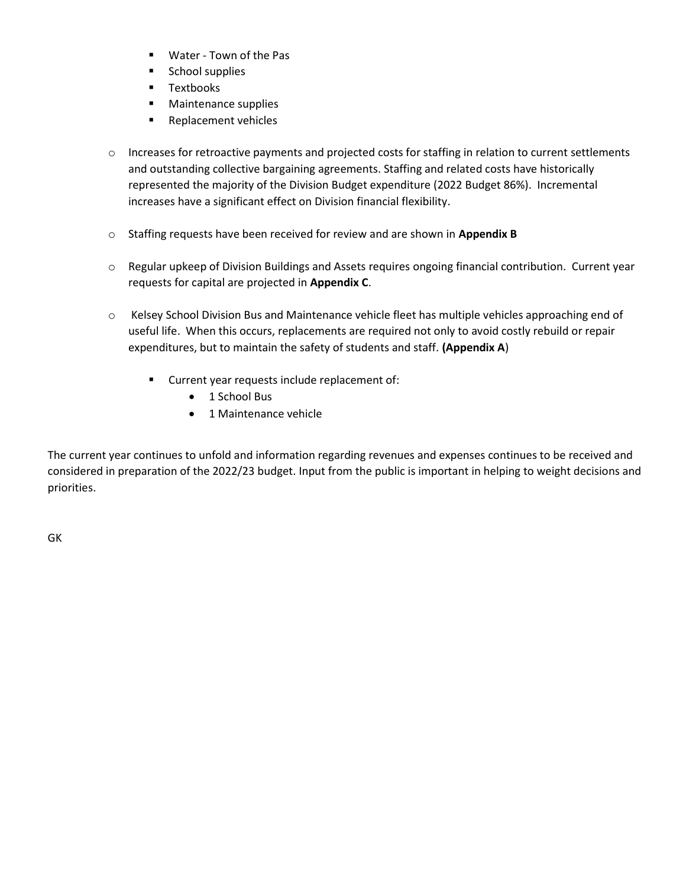- Water - Town of the Pas
        - School supplies
        - Textbooks
        - Maintenance supplies
        - Replacement vehicles

    - Increases for retroactive payments and projected costs for staffing in relation to current settlements and outstanding collective bargaining agreements. Staffing and related costs have historically represented the majority of the Division Budget expenditure (2022 Budget 86%). Incremental increases have a significant effect on Division financial flexibility.

    - Staffing requests have been received for review and are shown in **Appendix B**

    - Regular upkeep of Division Buildings and Assets requires ongoing financial contribution. Current year requests for capital are projected in **Appendix C**.

    - Kelsey School Division Bus and Maintenance vehicle fleet has multiple vehicles approaching end of useful life. When this occurs, replacements are required not only to avoid costly rebuild or repair expenditures, but to maintain the safety of students and staff. **(Appendix A**)

        - Current year requests include replacement of:
            - 1 School Bus
            - 1 Maintenance vehicle

The current year continues to unfold and information regarding revenues and expenses continues to be received and considered in preparation of the 2022/23 budget. Input from the public is important in helping to weight decisions and priorities.

GK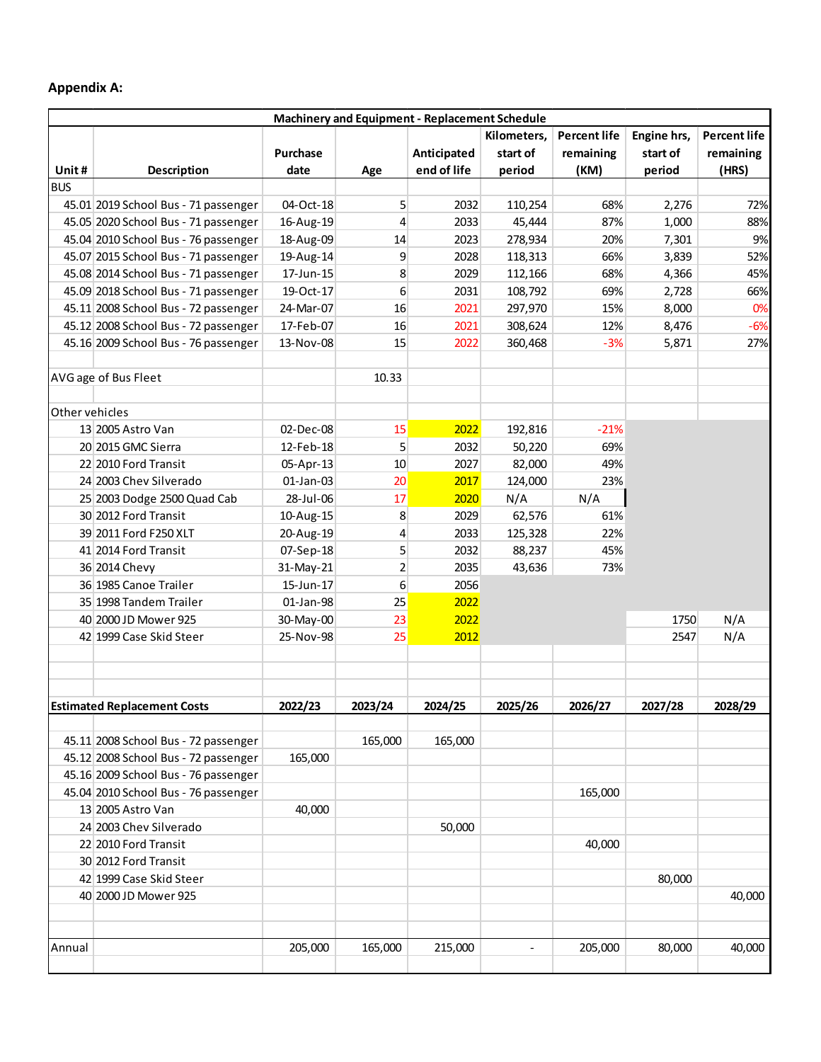## Appendix A:

| Machinery and Equipment - Replacement Schedule | | | | | | | | |
|---|---|---|---|---|---|---|---|---|
| Unit # | Description | Purchase date | Age | Anticipated end of life | Kilometers, start of period | Percent life remaining (KM) | Engine hrs, start of period | Percent life remaining (HRS) |
| BUS | | | | | | | | |
| 45.01 | 2019 School Bus - 71 passenger | 04-Oct-18 | 5 | 2032 | 110,254 | 68% | 2,276 | 72% |
| 45.05 | 2020 School Bus - 71 passenger | 16-Aug-19 | 4 | 2033 | 45,444 | 87% | 1,000 | 88% |
| 45.04 | 2010 School Bus - 76 passenger | 18-Aug-09 | 14 | 2023 | 278,934 | 20% | 7,301 | 9% |
| 45.07 | 2015 School Bus - 71 passenger | 19-Aug-14 | 9 | 2028 | 118,313 | 66% | 3,839 | 52% |
| 45.08 | 2014 School Bus - 71 passenger | 17-Jun-15 | 8 | 2029 | 112,166 | 68% | 4,366 | 45% |
| 45.09 | 2018 School Bus - 71 passenger | 19-Oct-17 | 6 | 2031 | 108,792 | 69% | 2,728 | 66% |
| 45.11 | 2008 School Bus - 72 passenger | 24-Mar-07 | 16 | 2021 | 297,970 | 15% | 8,000 | 0% |
| 45.12 | 2008 School Bus - 72 passenger | 17-Feb-07 | 16 | 2021 | 308,624 | 12% | 8,476 | -6% |
| 45.16 | 2009 School Bus - 76 passenger | 13-Nov-08 | 15 | 2022 | 360,468 | -3% | 5,871 | 27% |
| | | | | | | | | |
| AVG age of Bus Fleet | | | 10.33 | | | | | |
| | | | | | | | | |
| Other vehicles | | | | | | | | |
| 13 | 2005 Astro Van | 02-Dec-08 | 15 | 2022 | 192,816 | -21% | | |
| 20 | 2015 GMC Sierra | 12-Feb-18 | 5 | 2032 | 50,220 | 69% | | |
| 22 | 2010 Ford Transit | 05-Apr-13 | 10 | 2027 | 82,000 | 49% | | |
| 24 | 2003 Chev Silverado | 01-Jan-03 | 20 | 2017 | 124,000 | 23% | | |
| 25 | 2003 Dodge 2500 Quad Cab | 28-Jul-06 | 17 | 2020 | N/A | N/A | | |
| 30 | 2012 Ford Transit | 10-Aug-15 | 8 | 2029 | 62,576 | 61% | | |
| 39 | 2011 Ford F250 XLT | 20-Aug-19 | 4 | 2033 | 125,328 | 22% | | |
| 41 | 2014 Ford Transit | 07-Sep-18 | 5 | 2032 | 88,237 | 45% | | |
| 36 | 2014 Chevy | 31-May-21 | 2 | 2035 | 43,636 | 73% | | |
| 36 | 1985 Canoe Trailer | 15-Jun-17 | 6 | 2056 | | | | |
| 35 | 1998 Tandem Trailer | 01-Jan-98 | 25 | 2022 | | | | |
| 40 | 2000 JD Mower 925 | 30-May-00 | 23 | 2022 | | | 1750 | N/A |
| 42 | 1999 Case Skid Steer | 25-Nov-98 | 25 | 2012 | | | 2547 | N/A |

| Estimated Replacement Costs | | 2022/23 | 2023/24 | 2024/25 | 2025/26 | 2026/27 | 2027/28 | 2028/29 |
|---|---|---|---|---|---|---|---|---|
| 45.11 | 2008 School Bus - 72 passenger | | 165,000 | 165,000 | | | | |
| 45.12 | 2008 School Bus - 72 passenger | 165,000 | | | | | | |
| 45.16 | 2009 School Bus - 76 passenger | | | | | | | |
| 45.04 | 2010 School Bus - 76 passenger | | | | | 165,000 | | |
| 13 | 2005 Astro Van | 40,000 | | | | | | |
| 24 | 2003 Chev Silverado | | | 50,000 | | | | |
| 22 | 2010 Ford Transit | | | | | 40,000 | | |
| 30 | 2012 Ford Transit | | | | | | | |
| 42 | 1999 Case Skid Steer | | | | | | 80,000 | |
| 40 | 2000 JD Mower 925 | | | | | | | 40,000 |
| | | | | | | | | |
| Annual | | 205,000 | 165,000 | 215,000 | - | 205,000 | 80,000 | 40,000 |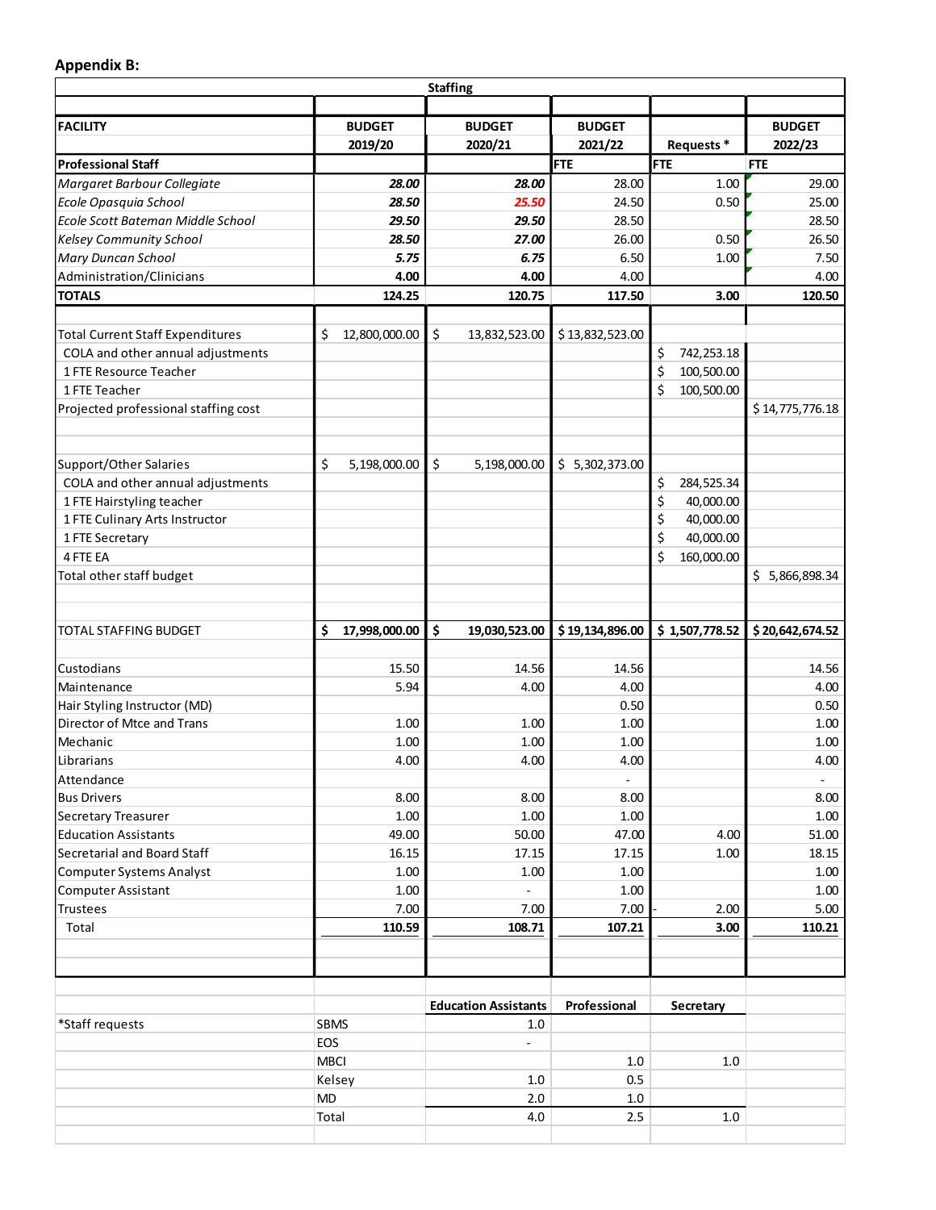**Appendix B:**

| Staffing | | | | | |
|---|---|---|---|---|---|
| FACILITY | BUDGET 2019/20 | BUDGET 2020/21 | BUDGET 2021/22 | Requests * | BUDGET 2022/23 |
| **Professional Staff** | | | FTE | FTE | FTE |
| *Margaret Barbour Collegiate* | ***28.00*** | ***28.00*** | 28.00 | 1.00 | 29.00 |
| *Ecole Opasquia School* | ***28.50*** | ***25.50*** | 24.50 | 0.50 | 25.00 |
| *Ecole Scott Bateman Middle School* | ***29.50*** | ***29.50*** | 28.50 | | 28.50 |
| *Kelsey Community School* | ***28.50*** | ***27.00*** | 26.00 | 0.50 | 26.50 |
| *Mary Duncan School* | ***5.75*** | ***6.75*** | 6.50 | 1.00 | 7.50 |
| Administration/Clinicians | **4.00** | **4.00** | 4.00 | | 4.00 |
| **TOTALS** | **124.25** | **120.75** | **117.50** | **3.00** | **120.50** |
| | | | | | |
| Total Current Staff Expenditures | $ 12,800,000.00 | $ 13,832,523.00 | $ 13,832,523.00 | | |
| COLA and other annual adjustments | | | | $ 742,253.18 | |
| 1 FTE Resource Teacher | | | | $ 100,500.00 | |
| 1 FTE Teacher | | | | $ 100,500.00 | |
| Projected professional staffing cost | | | | | $ 14,775,776.18 |
| | | | | | |
| Support/Other Salaries | $ 5,198,000.00 | $ 5,198,000.00 | $ 5,302,373.00 | | |
| COLA and other annual adjustments | | | | $ 284,525.34 | |
| 1 FTE Hairstyling teacher | | | | $ 40,000.00 | |
| 1 FTE Culinary Arts Instructor | | | | $ 40,000.00 | |
| 1 FTE Secretary | | | | $ 40,000.00 | |
| 4 FTE EA | | | | $ 160,000.00 | |
| Total other staff budget | | | | | $ 5,866,898.34 |
| | | | | | |
| TOTAL STAFFING BUDGET | **$ 17,998,000.00** | **$ 19,030,523.00** | **$ 19,134,896.00** | **$ 1,507,778.52** | **$ 20,642,674.52** |
| | | | | | |
| Custodians | 15.50 | 14.56 | 14.56 | | 14.56 |
| Maintenance | 5.94 | 4.00 | 4.00 | | 4.00 |
| Hair Styling Instructor (MD) | | | 0.50 | | 0.50 |
| Director of Mtce and Trans | 1.00 | 1.00 | 1.00 | | 1.00 |
| Mechanic | 1.00 | 1.00 | 1.00 | | 1.00 |
| Librarians | 4.00 | 4.00 | 4.00 | | 4.00 |
| Attendance | | | - | | - |
| Bus Drivers | 8.00 | 8.00 | 8.00 | | 8.00 |
| Secretary Treasurer | 1.00 | 1.00 | 1.00 | | 1.00 |
| Education Assistants | 49.00 | 50.00 | 47.00 | 4.00 | 51.00 |
| Secretarial and Board Staff | 16.15 | 17.15 | 17.15 | 1.00 | 18.15 |
| Computer Systems Analyst | 1.00 | 1.00 | 1.00 | | 1.00 |
| Computer Assistant | 1.00 | - | 1.00 | | 1.00 |
| Trustees | 7.00 | 7.00 | 7.00 | - 2.00 | 5.00 |
| Total | **110.59** | **108.71** | **107.21** | **3.00** | **110.21** |

| | | Education Assistants | Professional | Secretary |
|---|---|---|---|---|
| *Staff requests | SBMS | 1.0 | | |
| | EOS | - | | |
| | MBCI | | 1.0 | 1.0 |
| | Kelsey | 1.0 | 0.5 | |
| | MD | 2.0 | 1.0 | |
| | Total | 4.0 | 2.5 | 1.0 |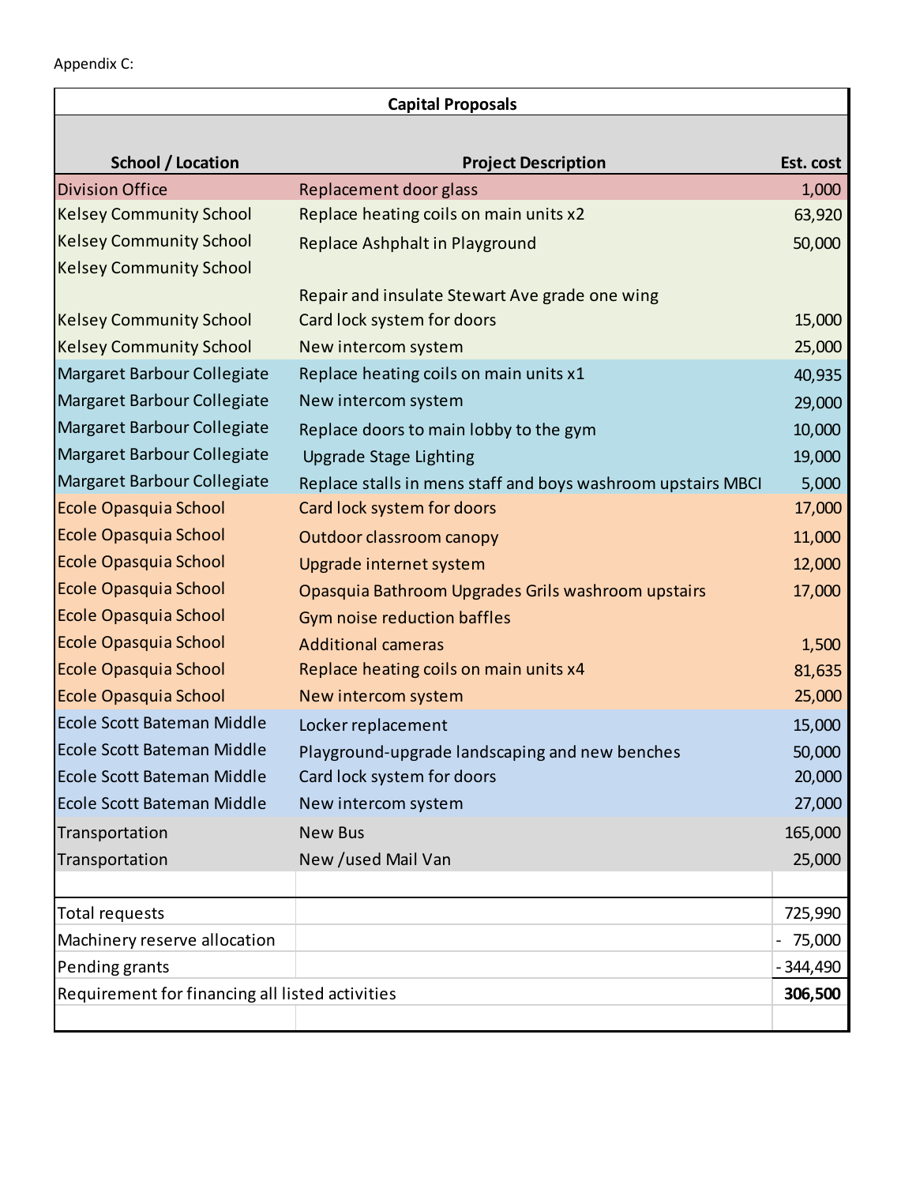Appendix C:

| Capital Proposals | | |
|---|---|---|
| **School / Location** | **Project Description** | **Est. cost** |
| Division Office | Replacement door glass | 1,000 |
| Kelsey Community School | Replace heating coils on main units x2 | 63,920 |
| Kelsey Community School | Replace Ashphalt in Playground | 50,000 |
| Kelsey Community School | Repair and insulate Stewart Ave grade one wing | |
| Kelsey Community School | Card lock system for doors | 15,000 |
| Kelsey Community School | New intercom system | 25,000 |
| Margaret Barbour Collegiate | Replace heating coils on main units x1 | 40,935 |
| Margaret Barbour Collegiate | New intercom system | 29,000 |
| Margaret Barbour Collegiate | Replace doors to main lobby to the gym | 10,000 |
| Margaret Barbour Collegiate | Upgrade Stage Lighting | 19,000 |
| Margaret Barbour Collegiate | Replace stalls in mens staff and boys washroom upstairs MBCI | 5,000 |
| Ecole Opasquia School | Card lock system for doors | 17,000 |
| Ecole Opasquia School | Outdoor classroom canopy | 11,000 |
| Ecole Opasquia School | Upgrade internet system | 12,000 |
| Ecole Opasquia School | Opasquia Bathroom Upgrades Grils washroom upstairs | 17,000 |
| Ecole Opasquia School | Gym noise reduction baffles | |
| Ecole Opasquia School | Additional cameras | 1,500 |
| Ecole Opasquia School | Replace heating coils on main units x4 | 81,635 |
| Ecole Opasquia School | New intercom system | 25,000 |
| Ecole Scott Bateman Middle | Locker replacement | 15,000 |
| Ecole Scott Bateman Middle | Playground-upgrade landscaping and new benches | 50,000 |
| Ecole Scott Bateman Middle | Card lock system for doors | 20,000 |
| Ecole Scott Bateman Middle | New intercom system | 27,000 |
| Transportation | New Bus | 165,000 |
| Transportation | New /used Mail Van | 25,000 |
| | | |
| Total requests | | 725,990 |
| Machinery reserve allocation | | - 75,000 |
| Pending grants | | - 344,490 |
| Requirement for financing all listed activities | | **306,500** |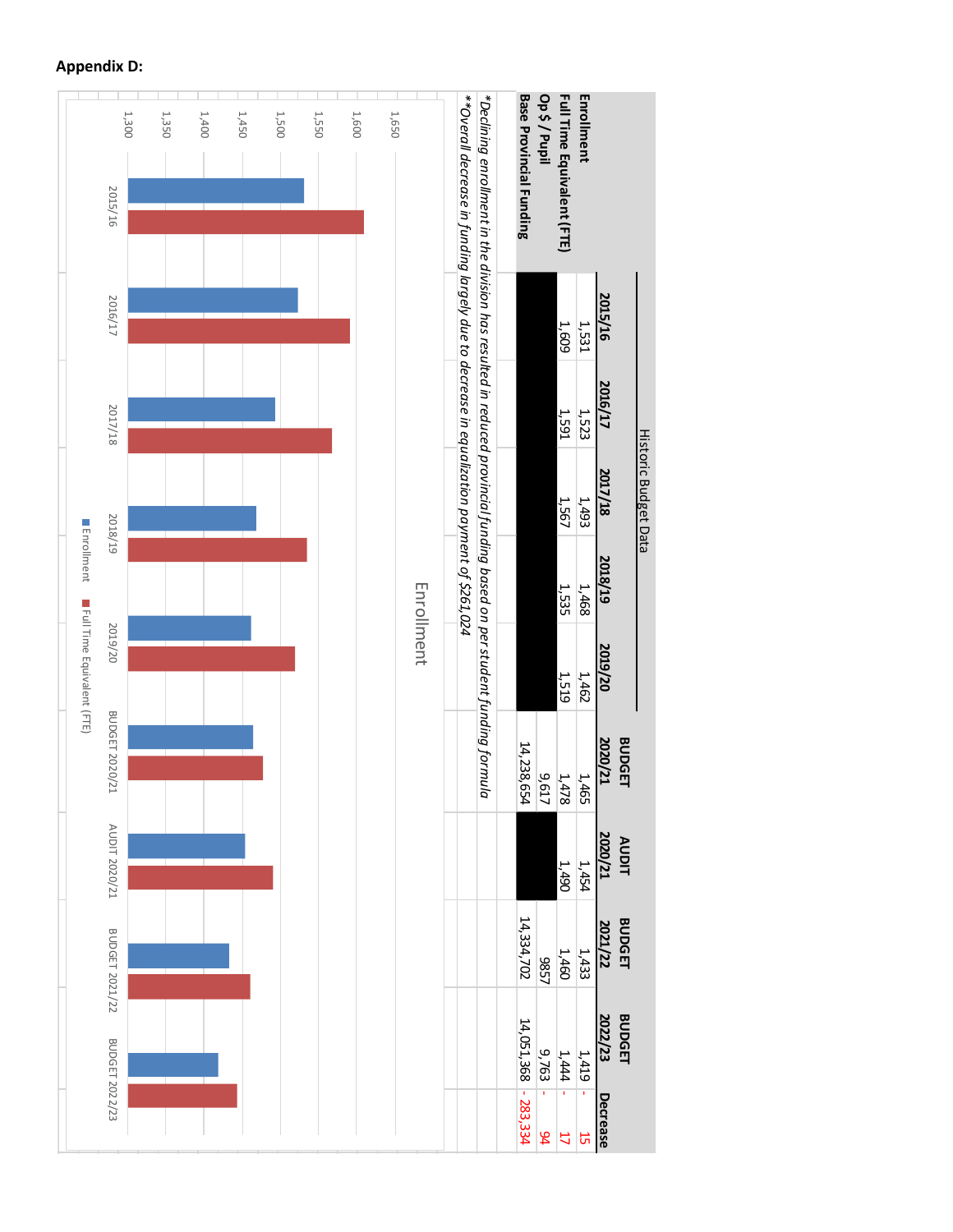**Appendix D:**

Historic Budget Data

| | 2015/16 | 2016/17 | 2017/18 | 2018/19 | 2019/20 | BUDGET 2020/21 | AUDIT 2020/21 | BUDGET 2021/22 | BUDGET 2022/23 | Decrease |
|---|---|---|---|---|---|---|---|---|---|---|
| Enrollment | 1,531 | 1,523 | 1,493 | 1,468 | 1,462 | 1,465 | 1,454 | 1,433 | 1,419 | - 15 |
| Full Time Equivalent (FTE) | 1,609 | 1,591 | 1,567 | 1,535 | 1,519 | 1,478 | 1,490 | 1,460 | 1,444 | - 17 |
| Op $ / Pupil | | | | | | 9,617 | | 9857 | 9,763 | - 94 |
| Base Provincial Funding | | | | | | 14,238,654 | | 14,334,702 | 14,051,368 | - 283,334 |

*Declining enrollment in the division has resulted in reduced provincial funding based on per student funding formula

**Overall decrease in funding largely due to decrease in equalization payment of $261,024

Enrollment

1,300
1,350
1,400
1,450
1,500
1,550
1,600
1,650

2015/16
2016/17
2017/18
2018/19
2019/20
BUDGET 2020/21
AUDIT 2020/21
BUDGET 2021/22
BUDGET 2022/23

Enrollment
Full Time Equivalent (FTE)